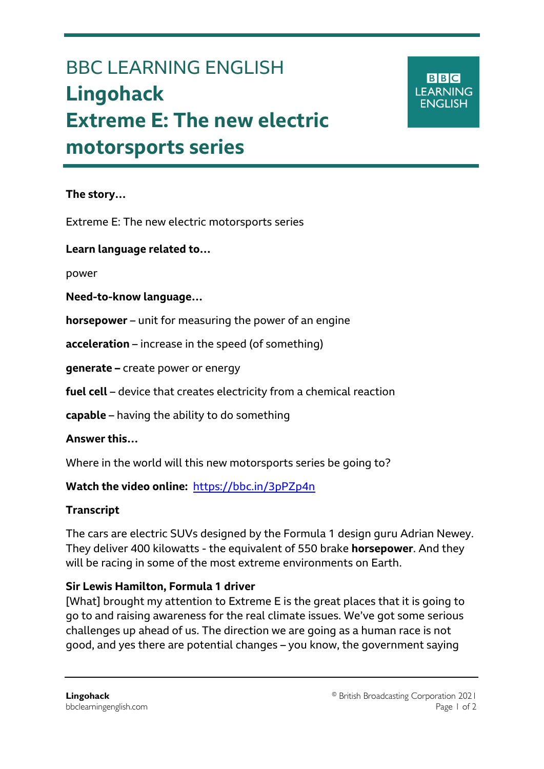# BBC LEARNING ENGLISH

# Lingohack

# Extreme E: The new electric motorsports series

**The story…**

Extreme E: The new electric motorsports series

**Learn language related to…**

power

**Need-to-know language…**

**horsepower** – unit for measuring the power of an engine

**acceleration** – increase in the speed (of something)

**generate –** create power or energy

**fuel cell** – device that creates electricity from a chemical reaction

**capable** – having the ability to do something

**Answer this…**

Where in the world will this new motorsports series be going to?

**Watch the video online:** https://bbc.in/3pPZp4n

**Transcript**

The cars are electric SUVs designed by the Formula 1 design guru Adrian Newey. They deliver 400 kilowatts - the equivalent of 550 brake **horsepower**. And they will be racing in some of the most extreme environments on Earth.

**Sir Lewis Hamilton, Formula 1 driver**
[What] brought my attention to Extreme E is the great places that it is going to go to and raising awareness for the real climate issues. We've got some serious challenges up ahead of us. The direction we are going as a human race is not good, and yes there are potential changes – you know, the government saying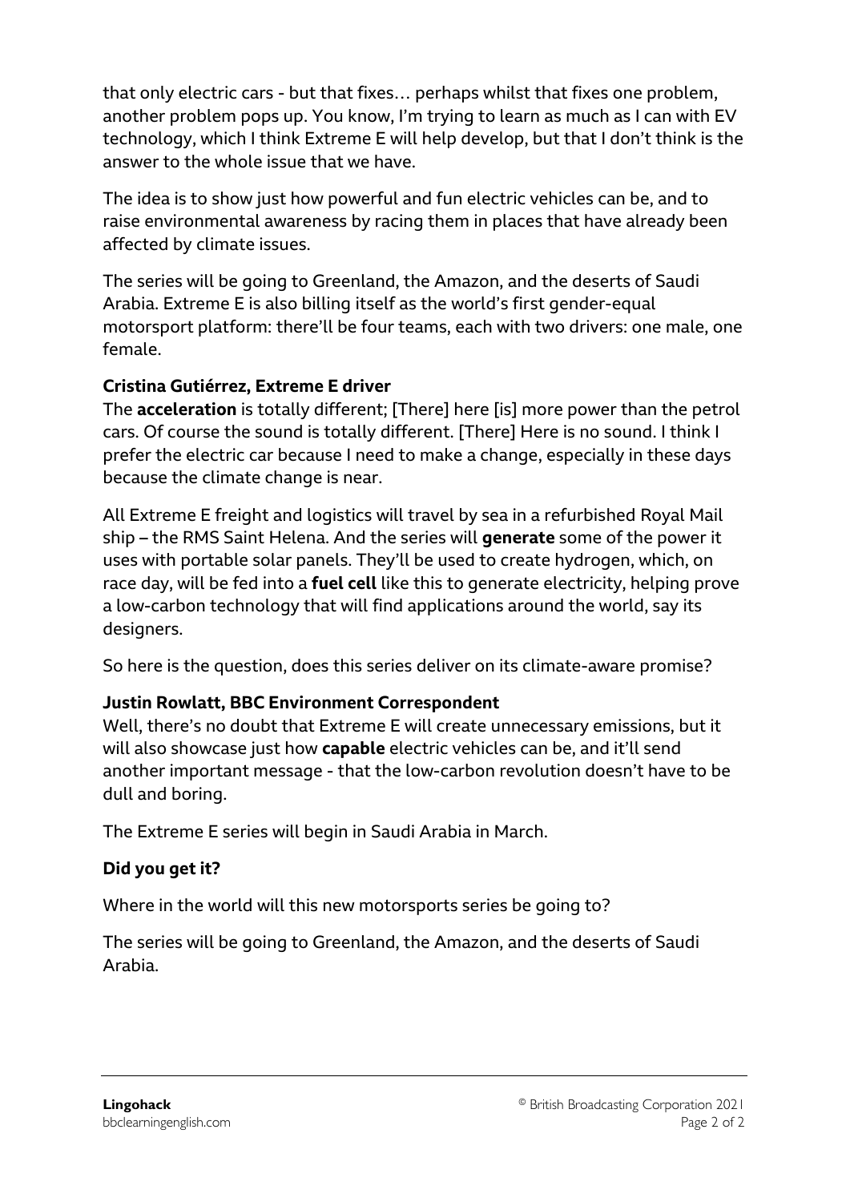that only electric cars - but that fixes… perhaps whilst that fixes one problem, another problem pops up. You know, I'm trying to learn as much as I can with EV technology, which I think Extreme E will help develop, but that I don't think is the answer to the whole issue that we have.

The idea is to show just how powerful and fun electric vehicles can be, and to raise environmental awareness by racing them in places that have already been affected by climate issues.

The series will be going to Greenland, the Amazon, and the deserts of Saudi Arabia. Extreme E is also billing itself as the world's first gender-equal motorsport platform: there'll be four teams, each with two drivers: one male, one female.

**Cristina Gutiérrez, Extreme E driver**
The **acceleration** is totally different; [There] here [is] more power than the petrol cars. Of course the sound is totally different. [There] Here is no sound. I think I prefer the electric car because I need to make a change, especially in these days because the climate change is near.

All Extreme E freight and logistics will travel by sea in a refurbished Royal Mail ship – the RMS Saint Helena. And the series will **generate** some of the power it uses with portable solar panels. They'll be used to create hydrogen, which, on race day, will be fed into a **fuel cell** like this to generate electricity, helping prove a low-carbon technology that will find applications around the world, say its designers.

So here is the question, does this series deliver on its climate-aware promise?

**Justin Rowlatt, BBC Environment Correspondent**
Well, there's no doubt that Extreme E will create unnecessary emissions, but it will also showcase just how **capable** electric vehicles can be, and it'll send another important message - that the low-carbon revolution doesn't have to be dull and boring.

The Extreme E series will begin in Saudi Arabia in March.

**Did you get it?**

Where in the world will this new motorsports series be going to?

The series will be going to Greenland, the Amazon, and the deserts of Saudi Arabia.